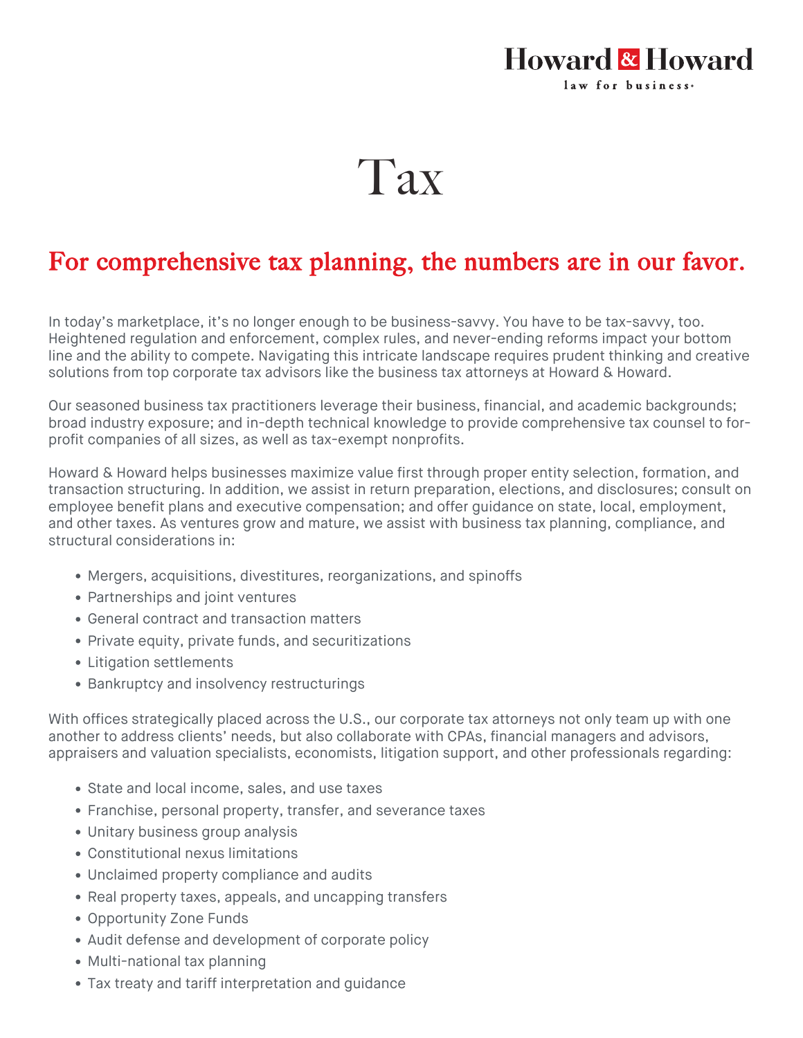Howard & Howard
law for business.

# Tax

## For comprehensive tax planning, the numbers are in our favor.

In today's marketplace, it's no longer enough to be business-savvy. You have to be tax-savvy, too. Heightened regulation and enforcement, complex rules, and never-ending reforms impact your bottom line and the ability to compete. Navigating this intricate landscape requires prudent thinking and creative solutions from top corporate tax advisors like the business tax attorneys at Howard & Howard.

Our seasoned business tax practitioners leverage their business, financial, and academic backgrounds; broad industry exposure; and in-depth technical knowledge to provide comprehensive tax counsel to for-profit companies of all sizes, as well as tax-exempt nonprofits.

Howard & Howard helps businesses maximize value first through proper entity selection, formation, and transaction structuring. In addition, we assist in return preparation, elections, and disclosures; consult on employee benefit plans and executive compensation; and offer guidance on state, local, employment, and other taxes. As ventures grow and mature, we assist with business tax planning, compliance, and structural considerations in:

- Mergers, acquisitions, divestitures, reorganizations, and spinoffs
- Partnerships and joint ventures
- General contract and transaction matters
- Private equity, private funds, and securitizations
- Litigation settlements
- Bankruptcy and insolvency restructurings

With offices strategically placed across the U.S., our corporate tax attorneys not only team up with one another to address clients' needs, but also collaborate with CPAs, financial managers and advisors, appraisers and valuation specialists, economists, litigation support, and other professionals regarding:

- State and local income, sales, and use taxes
- Franchise, personal property, transfer, and severance taxes
- Unitary business group analysis
- Constitutional nexus limitations
- Unclaimed property compliance and audits
- Real property taxes, appeals, and uncapping transfers
- Opportunity Zone Funds
- Audit defense and development of corporate policy
- Multi-national tax planning
- Tax treaty and tariff interpretation and guidance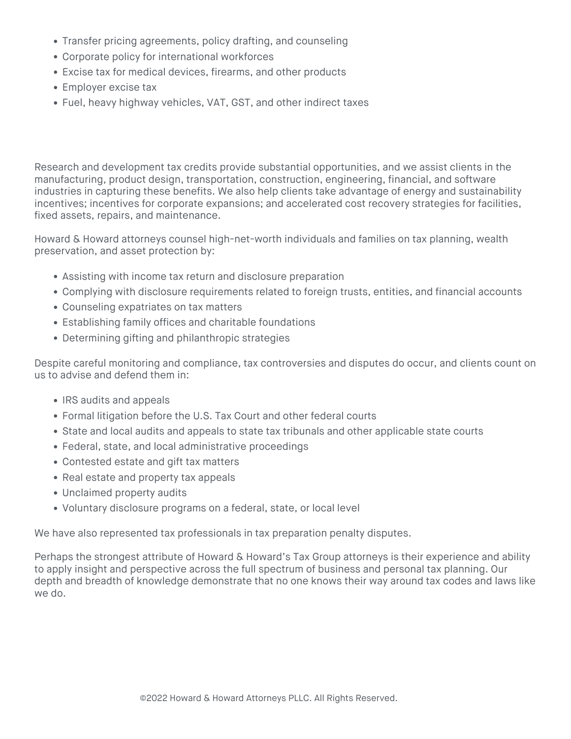- Transfer pricing agreements, policy drafting, and counseling
- Corporate policy for international workforces
- Excise tax for medical devices, firearms, and other products
- Employer excise tax
- Fuel, heavy highway vehicles, VAT, GST, and other indirect taxes

Research and development tax credits provide substantial opportunities, and we assist clients in the manufacturing, product design, transportation, construction, engineering, financial, and software industries in capturing these benefits. We also help clients take advantage of energy and sustainability incentives; incentives for corporate expansions; and accelerated cost recovery strategies for facilities, fixed assets, repairs, and maintenance.

Howard & Howard attorneys counsel high-net-worth individuals and families on tax planning, wealth preservation, and asset protection by:

- Assisting with income tax return and disclosure preparation
- Complying with disclosure requirements related to foreign trusts, entities, and financial accounts
- Counseling expatriates on tax matters
- Establishing family offices and charitable foundations
- Determining gifting and philanthropic strategies

Despite careful monitoring and compliance, tax controversies and disputes do occur, and clients count on us to advise and defend them in:

- IRS audits and appeals
- Formal litigation before the U.S. Tax Court and other federal courts
- State and local audits and appeals to state tax tribunals and other applicable state courts
- Federal, state, and local administrative proceedings
- Contested estate and gift tax matters
- Real estate and property tax appeals
- Unclaimed property audits
- Voluntary disclosure programs on a federal, state, or local level

We have also represented tax professionals in tax preparation penalty disputes.

Perhaps the strongest attribute of Howard & Howard's Tax Group attorneys is their experience and ability to apply insight and perspective across the full spectrum of business and personal tax planning. Our depth and breadth of knowledge demonstrate that no one knows their way around tax codes and laws like we do.

©2022 Howard & Howard Attorneys PLLC. All Rights Reserved.